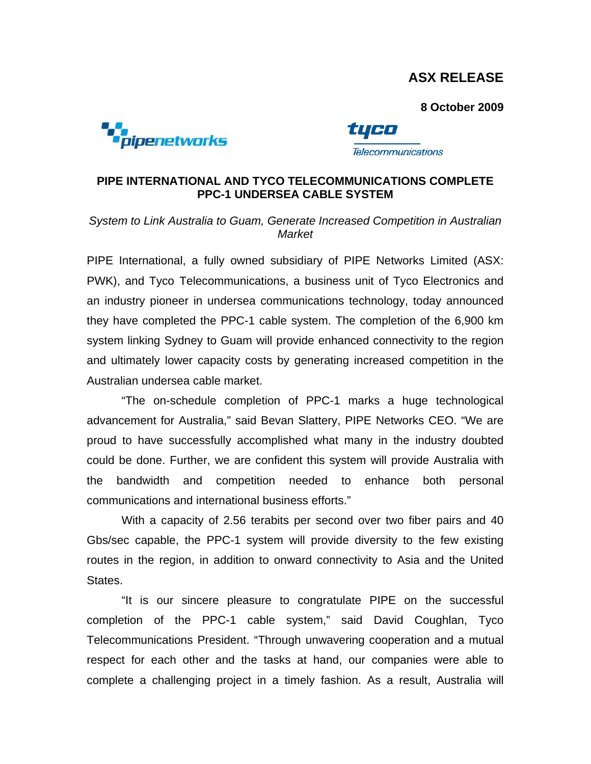**ASX RELEASE**

**8 October 2009**

pipenetworks

tyco Telecommunications

## PIPE INTERNATIONAL AND TYCO TELECOMMUNICATIONS COMPLETE PPC-1 UNDERSEA CABLE SYSTEM

*System to Link Australia to Guam, Generate Increased Competition in Australian Market*

PIPE International, a fully owned subsidiary of PIPE Networks Limited (ASX: PWK), and Tyco Telecommunications, a business unit of Tyco Electronics and an industry pioneer in undersea communications technology, today announced they have completed the PPC-1 cable system. The completion of the 6,900 km system linking Sydney to Guam will provide enhanced connectivity to the region and ultimately lower capacity costs by generating increased competition in the Australian undersea cable market.

"The on-schedule completion of PPC-1 marks a huge technological advancement for Australia," said Bevan Slattery, PIPE Networks CEO. "We are proud to have successfully accomplished what many in the industry doubted could be done. Further, we are confident this system will provide Australia with the bandwidth and competition needed to enhance both personal communications and international business efforts."

With a capacity of 2.56 terabits per second over two fiber pairs and 40 Gbs/sec capable, the PPC-1 system will provide diversity to the few existing routes in the region, in addition to onward connectivity to Asia and the United States.

"It is our sincere pleasure to congratulate PIPE on the successful completion of the PPC-1 cable system," said David Coughlan, Tyco Telecommunications President. "Through unwavering cooperation and a mutual respect for each other and the tasks at hand, our companies were able to complete a challenging project in a timely fashion. As a result, Australia will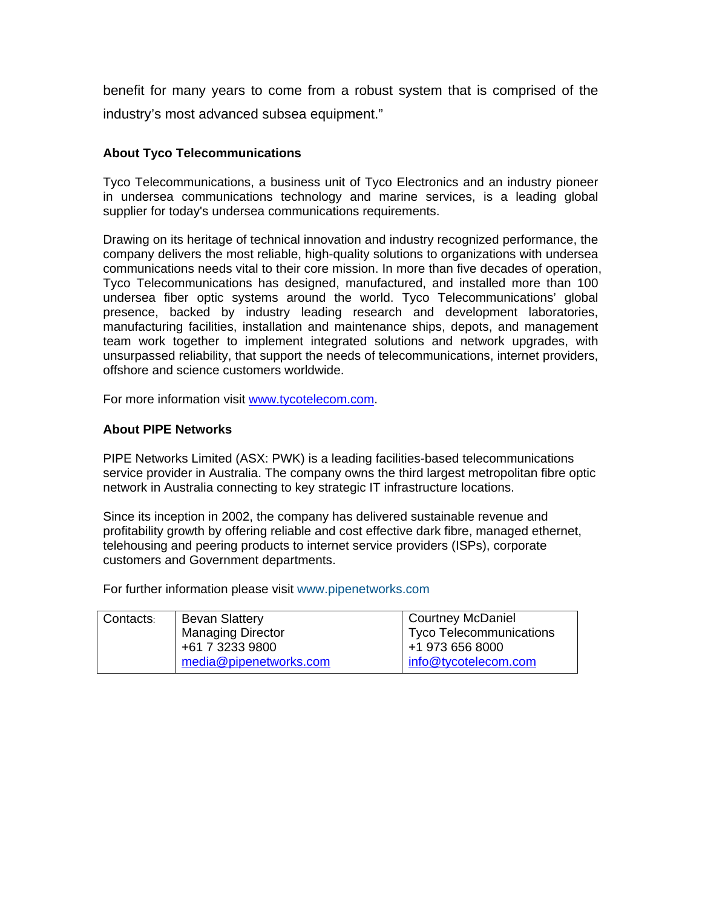benefit for many years to come from a robust system that is comprised of the industry's most advanced subsea equipment."

**About Tyco Telecommunications**

Tyco Telecommunications, a business unit of Tyco Electronics and an industry pioneer in undersea communications technology and marine services, is a leading global supplier for today's undersea communications requirements.

Drawing on its heritage of technical innovation and industry recognized performance, the company delivers the most reliable, high-quality solutions to organizations with undersea communications needs vital to their core mission. In more than five decades of operation, Tyco Telecommunications has designed, manufactured, and installed more than 100 undersea fiber optic systems around the world. Tyco Telecommunications' global presence, backed by industry leading research and development laboratories, manufacturing facilities, installation and maintenance ships, depots, and management team work together to implement integrated solutions and network upgrades, with unsurpassed reliability, that support the needs of telecommunications, internet providers, offshore and science customers worldwide.

For more information visit www.tycotelecom.com.

**About PIPE Networks**

PIPE Networks Limited (ASX: PWK) is a leading facilities-based telecommunications service provider in Australia. The company owns the third largest metropolitan fibre optic network in Australia connecting to key strategic IT infrastructure locations.

Since its inception in 2002, the company has delivered sustainable revenue and profitability growth by offering reliable and cost effective dark fibre, managed ethernet, telehousing and peering products to internet service providers (ISPs), corporate customers and Government departments.

For further information please visit www.pipenetworks.com

| | | |
|---|---|---|
| Contacts: | Bevan Slattery<br>Managing Director<br>+61 7 3233 9800<br>media@pipenetworks.com | Courtney McDaniel<br>Tyco Telecommunications<br>+1 973 656 8000<br>info@tycotelecom.com |